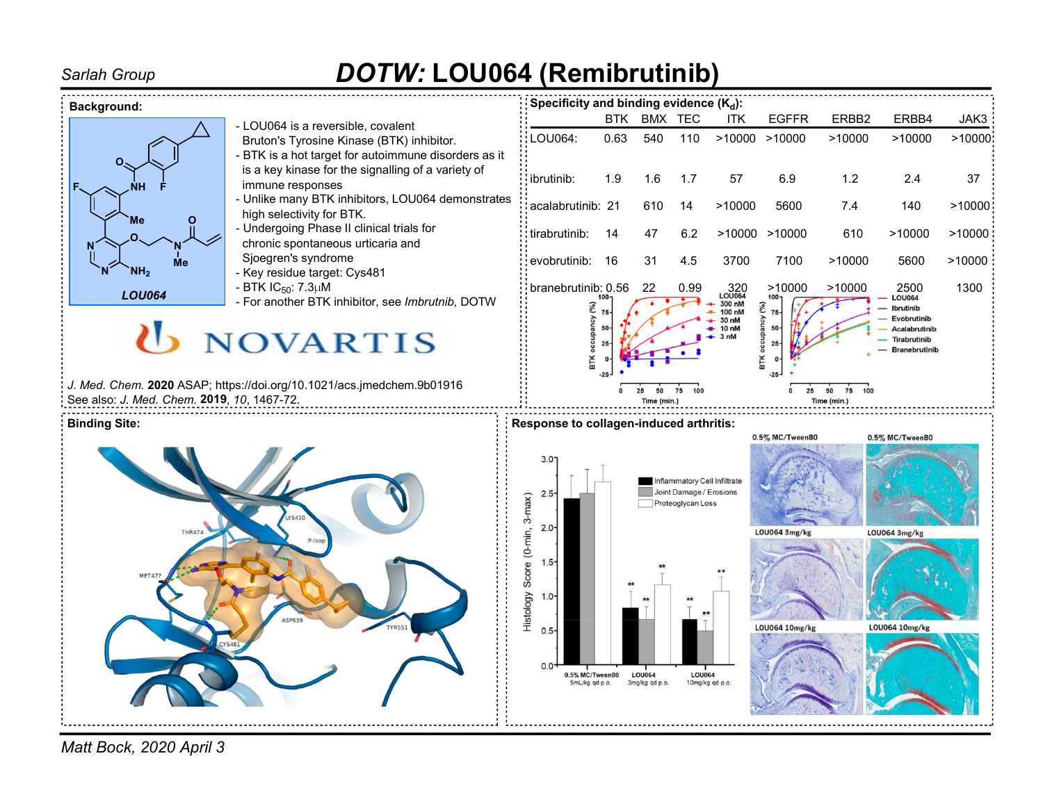# DOTW: LOU064 (Remibrutinib)

Sarlah Group

## Background:

LOU064

- LOU064 is a reversible, covalent Bruton's Tyrosine Kinase (BTK) inhibitor.
- BTK is a hot target for autoimmune disorders as it is a key kinase for the signalling of a variety of immune responses
- Unlike many BTK inhibitors, LOU064 demonstrates high selectivity for BTK.
- Undergoing Phase II clinical trials for chronic spontaneous urticaria and Sjoegren's syndrome
- Key residue target: Cys481
- BTK $IC_{50}$: 7.3μM
- For another BTK inhibitor, see *Imbrutnib*, DOTW

NOVARTIS

*J. Med. Chem.* **2020** ASAP; https://doi.org/10.1021/acs.jmedchem.9b01916
See also: *J. Med. Chem.* **2019**, *10*, 1467-72.

## Specificity and binding evidence ($K_d$):

| | BTK | BMX | TEC | ITK | EGFFR | ERBB2 | ERBB4 | JAK3 |
|---|---|---|---|---|---|---|---|---|
| LOU064: | 0.63 | 540 | 110 | >10000 | >10000 | >10000 | >10000 | >10000 |
| ibrutinib: | 1.9 | 1.6 | 1.7 | 57 | 6.9 | 1.2 | 2.4 | 37 |
| acalabrutinib: | 21 | 610 | 14 | >10000 | 5600 | 7.4 | 140 | >10000 |
| tirabrutinib: | 14 | 47 | 6.2 | >10000 | >10000 | 610 | >10000 | >10000 |
| evobrutinib: | 16 | 31 | 4.5 | 3700 | 7100 | >10000 | 5600 | >10000 |
| branebrutinib: | 0.56 | 22 | 0.99 | 320 | >10000 | >10000 | 2500 | 1300 |

## Binding Site:

## Response to collagen-induced arthritis:

Matt Bock, 2020 April 3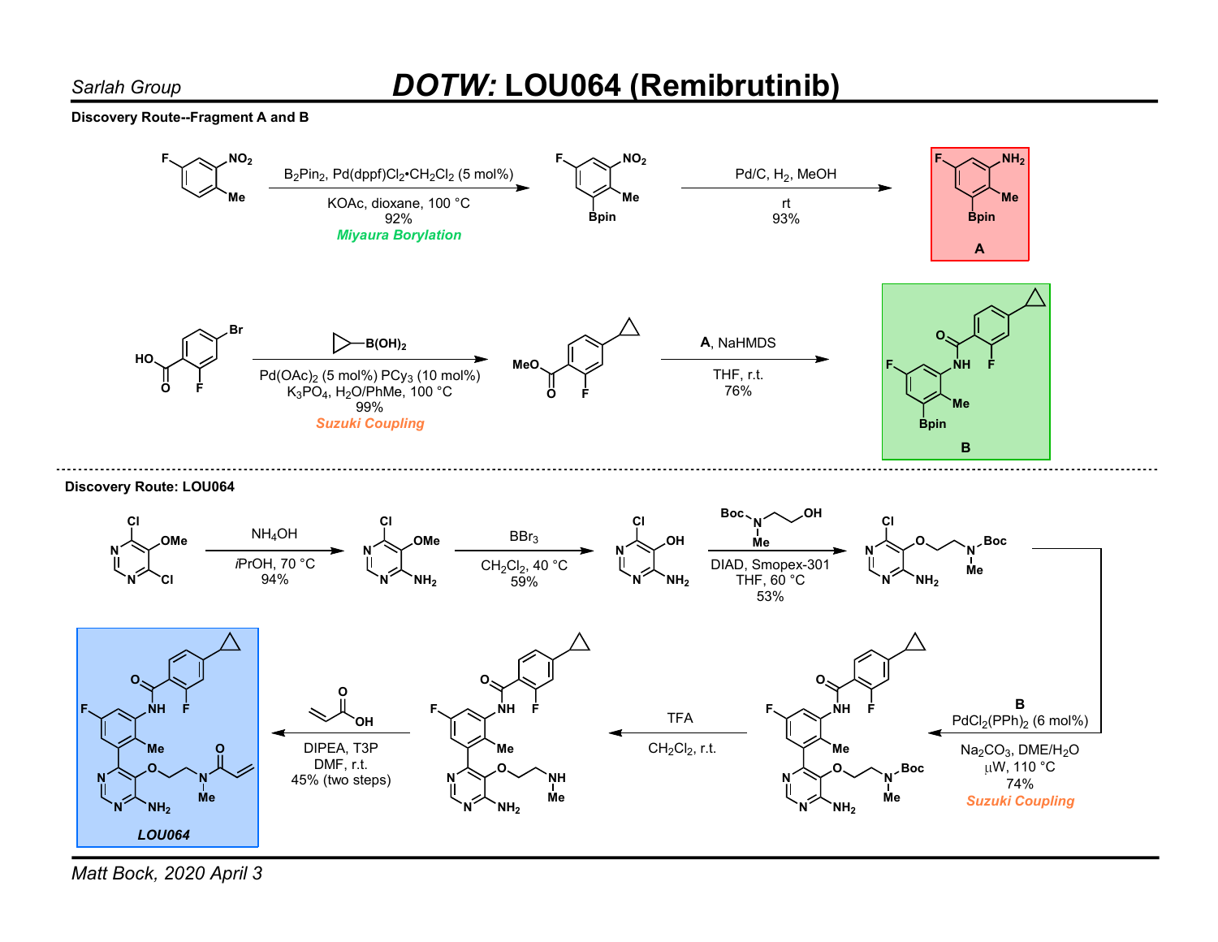# *DOTW:* LOU064 (Remibrutinib)

Sarlah Group

**Discovery Route--Fragment A and B**

$B_2Pin_2$, $Pd(dppf)Cl_2{\cdot}CH_2Cl_2$ (5 mol%)
KOAc, dioxane, 100 °C
92%
*Miyaura Borylation*

Pd/C, $H_2$, MeOH
rt
93%

**A**

Pd$(OAc)_2$ (5 mol%) $PCy_3$ (10 mol%)
$K_3PO_4$, $H_2O$/PhMe, 100 °C
99%
*Suzuki Coupling*

**A**, NaHMDS
THF, r.t.
76%

**B**

**Discovery Route: LOU064**

$NH_4OH$
*i*PrOH, 70 °C
94%

$BBr_3$
$CH_2Cl_2$, 40 °C
59%

DIAD, Smopex-301
THF, 60 °C
53%

**B**
$PdCl_2(PPh)_2$ (6 mol%)
$Na_2CO_3$, DME/$H_2O$
μW, 110 °C
74%
*Suzuki Coupling*

TFA
$CH_2Cl_2$, r.t.

DIPEA, T3P
DMF, r.t.
45% (two steps)

***LOU064***

*Matt Bock, 2020 April 3*